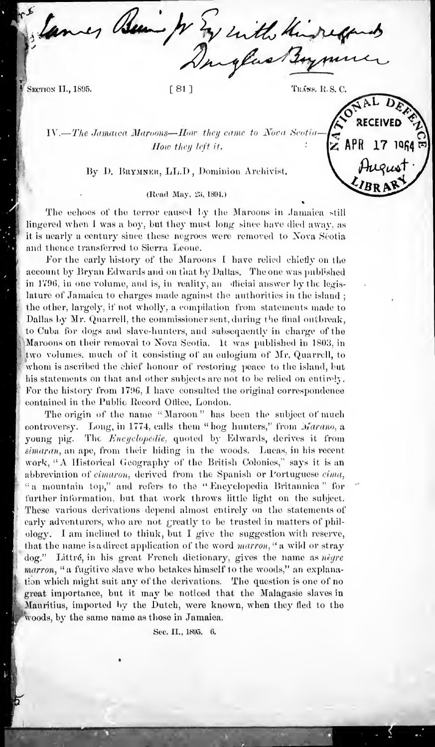James Bain Jr Esq with kind regards
Douglas Brymner

## IV.—*The Jamaica Maroons—How they came to Nova Scotia—How they left it.*

By D. Brymner, LL.D., Dominion Archivist.

(Read May, 23, 1894.)

The echoes of the terror caused by the Maroons in Jamaica still lingered when I was a boy, but they must long since have died away, as it is nearly a century since these negroes were removed to Nova Scotia and thence transferred to Sierra Leone.

For the early history of the Maroons I have relied chiefly on the account by Bryan Edwards and on that by Dallas. The one was published in 1796, in one volume, and is, in reality, an official answer by the legislature of Jamaica to charges made against the authorities in the island; the other, largely, if not wholly, a compilation from statements made to Dallas by Mr. Quarrell, the commissioner sent, during the final outbreak, to Cuba for dogs and slave-hunters, and subsequently in charge of the Maroons on their removal to Nova Scotia. It was published in 1803, in two volumes, much of it consisting of an eulogium of Mr. Quarrell, to whom is ascribed the chief honour of restoring peace to the island, but his statements on that and other subjects are not to be relied on entirely. For the history from 1796, I have consulted the original correspondence contained in the Public Record Office, London.

The origin of the name "Maroon" has been the subject of much controversy. Long, in 1774, calls them "hog hunters," from *Marano*, a young pig. The *Encyclopedie*, quoted by Edwards, derives it from *simaron*, an ape, from their hiding in the woods. Lucas, in his recent work, "A Historical Geography of the British Colonies," says it is an abbreviation of *cimaron*, derived from the Spanish or Portuguese *cima*, "a mountain top," and refers to the "Encyclopedia Britannica" for further information, but that work throws little light on the subject. These various derivations depend almost entirely on the statements of early adventurers, who are not greatly to be trusted in matters of philology. I am inclined to think, but I give the suggestion with reserve, that the name is a direct application of the word *marron*, "a wild or stray dog." Littré, in his great French dictionary, gives the name as *nègre marron*, "a fugitive slave who betakes himself to the woods," an explanation which might suit any of the derivations. The question is one of no great importance, but it may be noticed that the Malagasie slaves in Mauritius, imported by the Dutch, were known, when they fled to the woods, by the same name as those in Jamaica.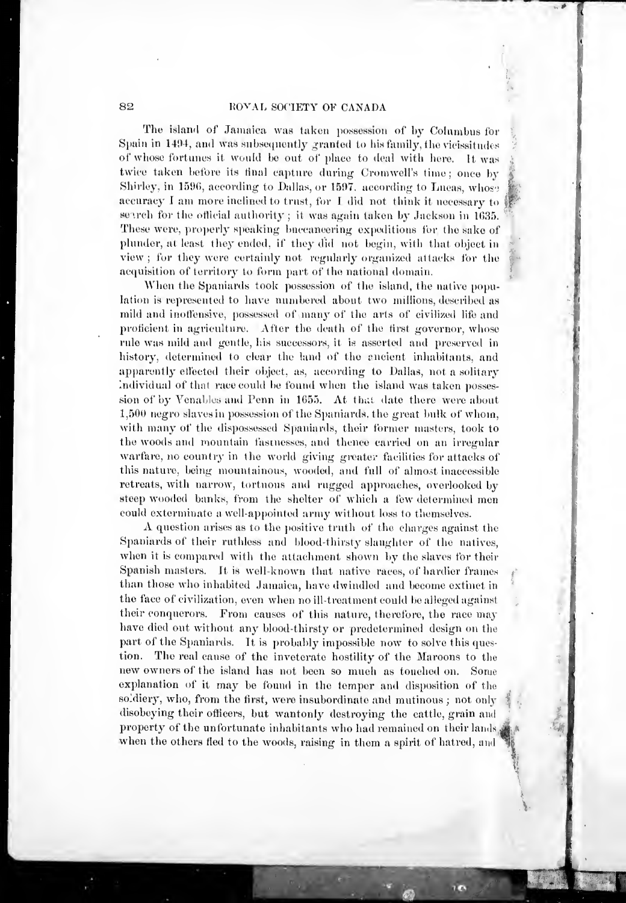The island of Jamaica was taken possession of by Columbus for Spain in 1494, and was subsequently granted to his family, the vicissitudes of whose fortunes it would be out of place to deal with here. It was twice taken before its final capture during Cromwell's time; once by Shirley, in 1596, according to Dallas, or 1597, according to Lucas, whose accuracy I am more inclined to trust, for I did not think it necessary to search for the official authority; it was again taken by Jackson in 1635. These were, properly speaking buccaneering expeditions for the sake of plunder, at least they ended, if they did not begin, with that object in view; for they were certainly not regularly organized attacks for the acquisition of territory to form part of the national domain.

When the Spaniards took possession of the island, the native population is represented to have numbered about two millions, described as mild and inoffensive, possessed of many of the arts of civilized life and proficient in agriculture. After the death of the first governor, whose rule was mild and gentle, his successors, it is asserted and preserved in history, determined to clear the land of the ancient inhabitants, and apparently effected their object, as, according to Dallas, not a solitary individual of that race could be found when the island was taken possession of by Venables and Penn in 1655. At that date there were about 1,500 negro slaves in possession of the Spaniards, the great bulk of whom, with many of the dispossessed Spaniards, their former masters, took to the woods and mountain fastnesses, and thence carried on an irregular warfare, no country in the world giving greater facilities for attacks of this nature, being mountainous, wooded, and full of almost inaccessible retreats, with narrow, tortuous and rugged approaches, overlooked by steep wooded banks, from the shelter of which a few determined men could exterminate a well-appointed army without loss to themselves.

A question arises as to the positive truth of the charges against the Spaniards of their ruthless and blood-thirsty slaughter of the natives, when it is compared with the attachment shown by the slaves for their Spanish masters. It is well-known that native races, of hardier frames than those who inhabited Jamaica, have dwindled and become extinct in the face of civilization, even when no ill-treatment could be alleged against their conquerors. From causes of this nature, therefore, the race may have died out without any blood-thirsty or predetermined design on the part of the Spaniards. It is probably impossible now to solve this question. The real cause of the inveterate hostility of the Maroons to the new owners of the island has not been so much as touched on. Some explanation of it may be found in the temper and disposition of the soldiery, who, from the first, were insubordinate and mutinous; not only disobeying their officers, but wantonly destroying the cattle, grain and property of the unfortunate inhabitants who had remained on their lands, when the others fled to the woods, raising in them a spirit of hatred, and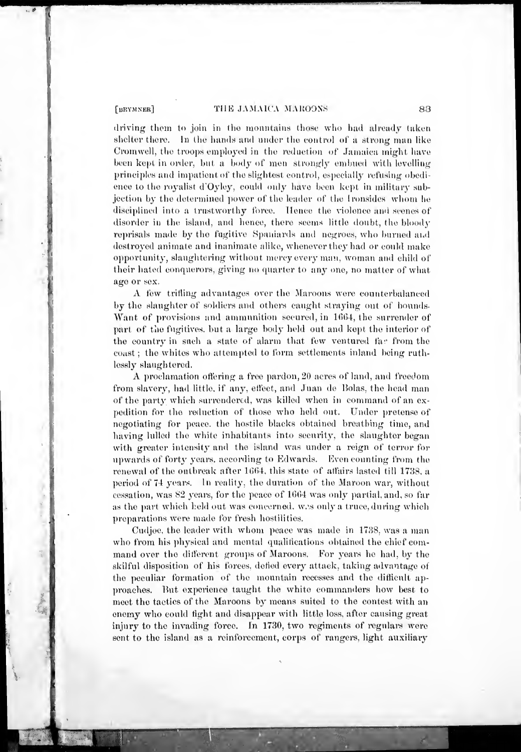driving them to join in the mountains those who had already taken shelter there. In the hands and under the control of a strong man like Cromwell, the troops employed in the reduction of Jamaica might have been kept in order, but a body of men strongly embued with levelling principles and impatient of the slightest control, especially refusing obedience to the royalist d'Oyley, could only have been kept in military subjection by the determined power of the leader of the Ironsides whom he disciplined into a trustworthy force. Hence the violence and scenes of disorder in the island, and hence, there seems little doubt, the bloody reprisals made by the fugitive Spaniards and negroes, who burned and destroyed animate and inanimate alike, whenever they had or could make opportunity, slaughtering without mercy every man, woman and child of their hated conquerors, giving no quarter to any one, no matter of what age or sex.

A few trifling advantages over the Maroons were counterbalanced by the slaughter of soldiers and others caught straying out of bounds. Want of provisions and ammunition secured, in 1664, the surrender of part of the fugitives, but a large body held out and kept the interior of the country in such a state of alarm that few ventured far from the coast; the whites who attempted to form settlements inland being ruthlessly slaughtered.

A proclamation offering a free pardon, 20 acres of land, and freedom from slavery, had little, if any, effect, and Juan de Bolas, the head man of the party which surrendered, was killed when in command of an expedition for the reduction of those who held out. Under pretense of negotiating for peace, the hostile blacks obtained breathing time, and having lulled the white inhabitants into security, the slaughter began with greater intensity and the island was under a reign of terror for upwards of forty years, according to Edwards. Even counting from the renewal of the outbreak after 1664, this state of affairs lasted till 1738, a period of 74 years. In reality, the duration of the Maroon war, without cessation, was 82 years, for the peace of 1664 was only partial, and, so far as the part which held out was concerned, was only a truce, during which preparations were made for fresh hostilities.

Cudjoe, the leader with whom peace was made in 1738, was a man who from his physical and mental qualifications obtained the chief command over the different groups of Maroons. For years he had, by the skilful disposition of his forces, defied every attack, taking advantage of the peculiar formation of the mountain recesses and the difficult approaches. But experience taught the white commanders how best to meet the tactics of the Maroons by means suited to the contest with an enemy who could fight and disappear with little loss, after causing great injury to the invading force. In 1730, two regiments of regulars were sent to the island as a reinforcement, corps of rangers, light auxiliary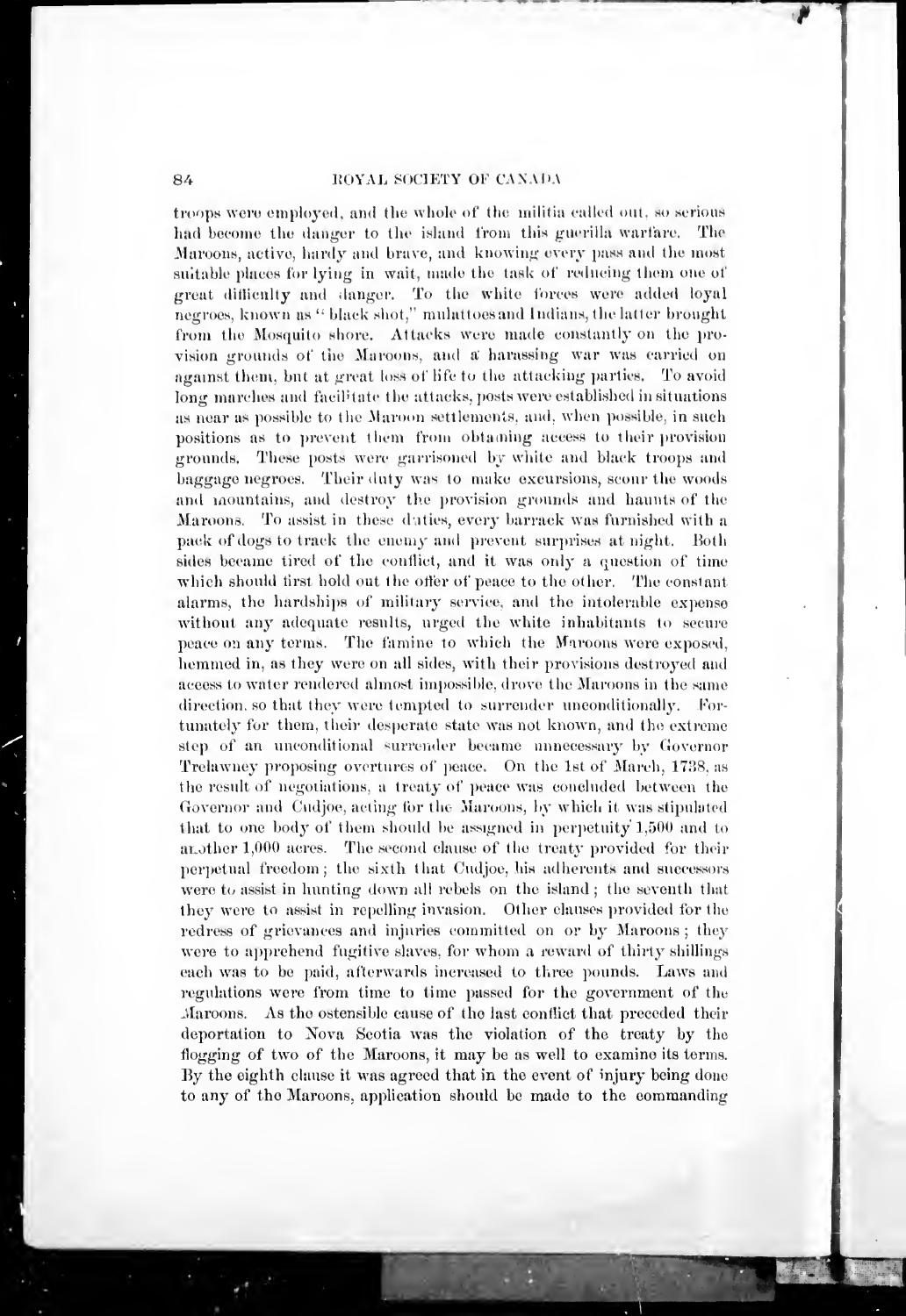troops were employed, and the whole of the militia called out, so serious had become the danger to the island from this guerilla warfare. The Maroons, active, hardy and brave, and knowing every pass and the most suitable places for lying in wait, made the task of reducing them one of great difficulty and danger. To the white forces were added loyal negroes, known as "black shot," mulattoes and Indians, the latter brought from the Mosquito shore. Attacks were made constantly on the provision grounds of the Maroons, and a harassing war was carried on against them, but at great loss of life to the attacking parties. To avoid long marches and facilitate the attacks, posts were established in situations as near as possible to the Maroon settlements, and, when possible, in such positions as to prevent them from obtaining access to their provision grounds. These posts were garrisoned by white and black troops and baggage negroes. Their duty was to make excursions, scour the woods and mountains, and destroy the provision grounds and haunts of the Maroons. To assist in these duties, every barrack was furnished with a pack of dogs to track the enemy and prevent surprises at night. Both sides became tired of the conflict, and it was only a question of time which should first hold out the offer of peace to the other. The constant alarms, the hardships of military service, and the intolerable expense without any adequate results, urged the white inhabitants to secure peace on any terms. The famine to which the Maroons were exposed, hemmed in, as they were on all sides, with their provisions destroyed and access to water rendered almost impossible, drove the Maroons in the same direction, so that they were tempted to surrender unconditionally. Fortunately for them, their desperate state was not known, and the extreme step of an unconditional surrender became unnecessary by Governor Trelawney proposing overtures of peace. On the 1st of March, 1738, as the result of negotiations, a treaty of peace was concluded between the Governor and Cudjoe, acting for the Maroons, by which it was stipulated that to one body of them should be assigned in perpetuity 1,500 and to another 1,000 acres. The second clause of the treaty provided for their perpetual freedom; the sixth that Cudjoe, his adherents and successors were to assist in hunting down all rebels on the island; the seventh that they were to assist in repelling invasion. Other clauses provided for the redress of grievances and injuries committed on or by Maroons; they were to apprehend fugitive slaves, for whom a reward of thirty shillings each was to be paid, afterwards increased to three pounds. Laws and regulations were from time to time passed for the government of the Maroons. As the ostensible cause of the last conflict that preceded their deportation to Nova Scotia was the violation of the treaty by the flogging of two of the Maroons, it may be as well to examine its terms. By the eighth clause it was agreed that in the event of injury being done to any of the Maroons, application should be made to the commanding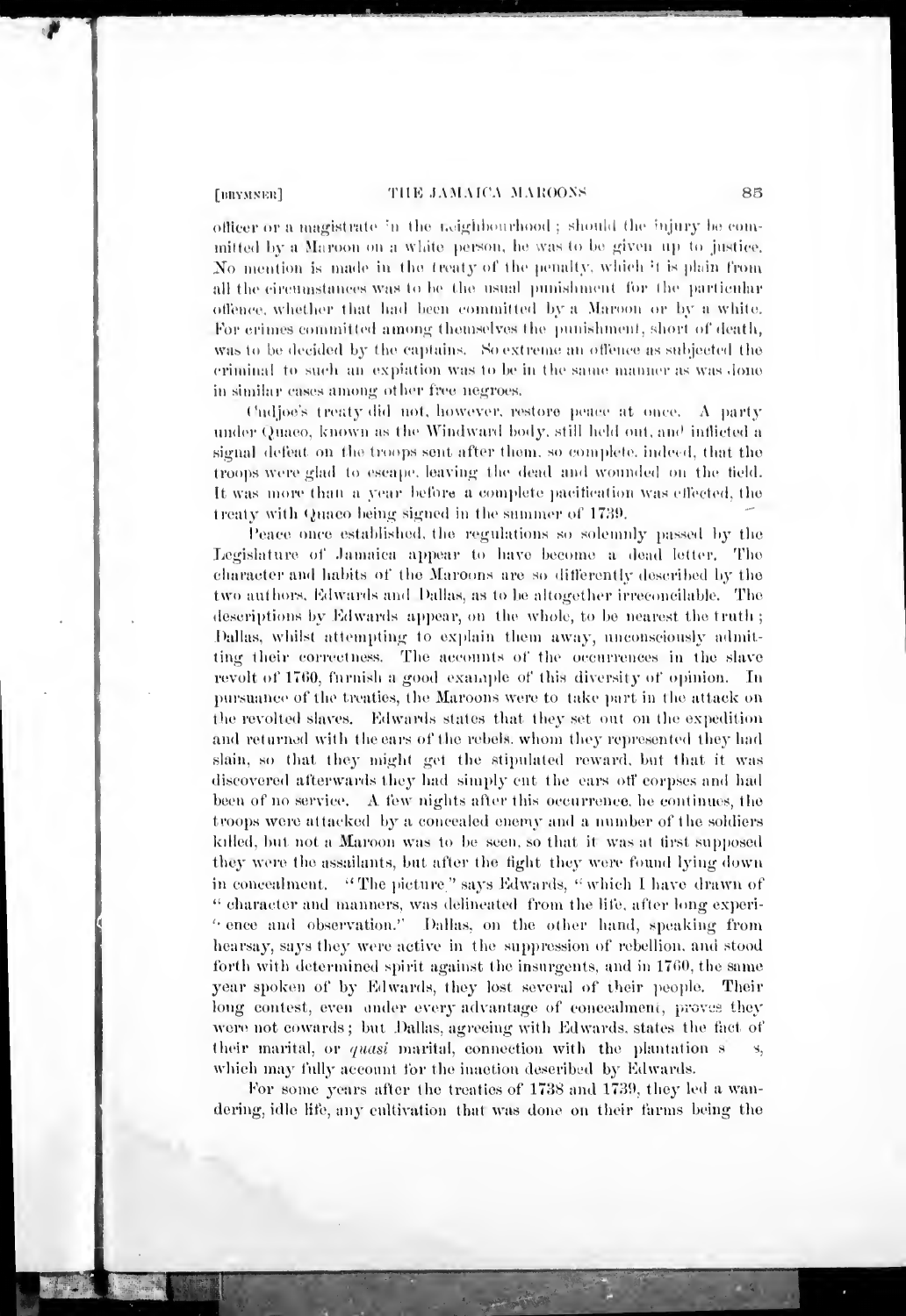officer or a magistrate in the neighbourhood; should the injury be committed by a Maroon on a white person, he was to be given up to justice. No mention is made in the treaty of the penalty, which it is plain from all the circumstances was to be the usual punishment for the particular offence, whether that had been committed by a Maroon or by a white. For crimes committed among themselves the punishment, short of death, was to be decided by the captains. So extreme an offence as subjected the criminal to such an expiation was to be in the same manner as was done in similar cases among other free negroes.

Cudjoe's treaty did not, however, restore peace at once. A party under Quaco, known as the Windward body, still held out, and inflicted a signal defeat on the troops sent after them, so complete, indeed, that the troops were glad to escape, leaving the dead and wounded on the field. It was more than a year before a complete pacification was effected, the treaty with Quaco being signed in the summer of 1739.

Peace once established, the regulations so solemnly passed by the Legislature of Jamaica appear to have become a dead letter. The character and habits of the Maroons are so differently described by the two authors, Edwards and Dallas, as to be altogether irreconcilable. The descriptions by Edwards appear, on the whole, to be nearest the truth; Dallas, whilst attempting to explain them away, unconsciously admitting their correctness. The accounts of the occurrences in the slave revolt of 1760, furnish a good example of this diversity of opinion. In pursuance of the treaties, the Maroons were to take part in the attack on the revolted slaves. Edwards states that they set out on the expedition and returned with the ears of the rebels, whom they represented they had slain, so that they might get the stipulated reward, but that it was discovered afterwards they had simply cut the ears off corpses and had been of no service. A few nights after this occurrence, he continues, the troops were attacked by a concealed enemy and a number of the soldiers killed, but not a Maroon was to be seen, so that it was at first supposed they were the assailants, but after the fight they were found lying down in concealment. "The picture," says Edwards, "which I have drawn of "character and manners, was delineated from the life, after long experi-"ence and observation." Dallas, on the other hand, speaking from hearsay, says they were active in the suppression of rebellion, and stood forth with determined spirit against the insurgents, and in 1760, the same year spoken of by Edwards, they lost several of their people. Their long contest, even under every advantage of concealment, proves they were not cowards; but Dallas, agreeing with Edwards, states the fact of their marital, or *quasi* marital, connection with the plantation s s, which may fully account for the inaction described by Edwards.

For some years after the treaties of 1738 and 1739, they led a wandering, idle life, any cultivation that was done on their farms being the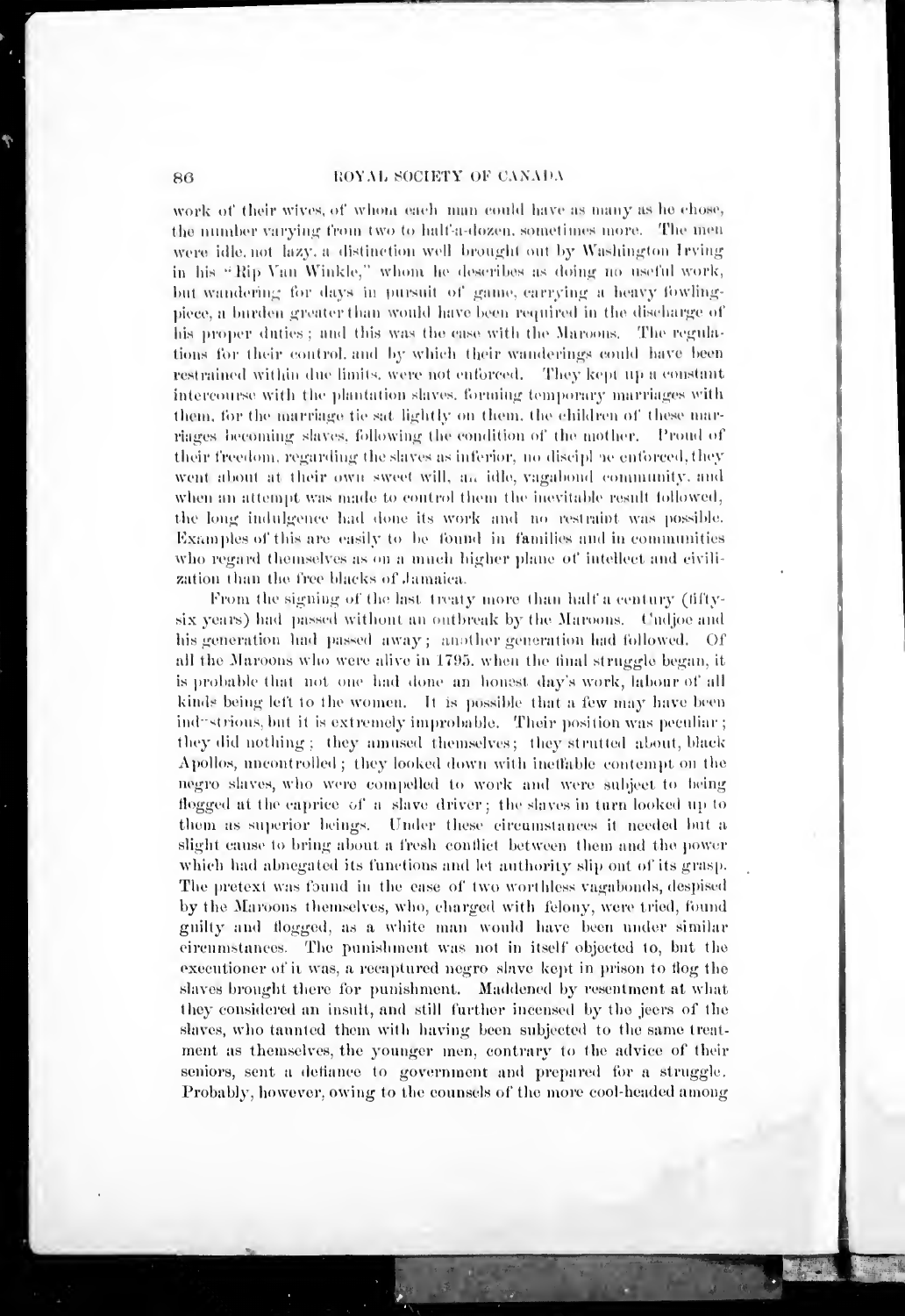work of their wives, of whom each man could have as many as he chose, the number varying from two to half-a-dozen, sometimes more. The men were idle, not lazy, a distinction well brought out by Washington Irving in his "Rip Van Winkle," whom he describes as doing no useful work, but wandering for days in pursuit of game, carrying a heavy fowling-piece, a burden greater than would have been required in the discharge of his proper duties; and this was the case with the Maroons. The regulations for their control, and by which their wanderings could have been restrained within due limits, were not enforced. They kept up a constant intercourse with the plantation slaves, forming temporary marriages with them, for the marriage tie sat lightly on them, the children of these marriages becoming slaves, following the condition of the mother. Proud of their freedom, regarding the slaves as inferior, no discipline enforced, they went about at their own sweet will, an idle, vagabond community, and when an attempt was made to control them the inevitable result followed, the long indulgence had done its work and no restraint was possible. Examples of this are easily to be found in families and in communities who regard themselves as on a much higher plane of intellect and civilization than the free blacks of Jamaica.

From the signing of the last treaty more than half a century (fifty-six years) had passed without an outbreak by the Maroons. Cudjoe and his generation had passed away; another generation had followed. Of all the Maroons who were alive in 1795, when the final struggle began, it is probable that not one had done an honest day's work, labour of all kinds being left to the women. It is possible that a few may have been industrious, but it is extremely improbable. Their position was peculiar; they did nothing; they amused themselves; they strutted about, black Apollos, uncontrolled; they looked down with ineffable contempt on the negro slaves, who were compelled to work and were subject to being flogged at the caprice of a slave driver; the slaves in turn looked up to them as superior beings. Under these circumstances it needed but a slight cause to bring about a fresh conflict between them and the power which had abnegated its functions and let authority slip out of its grasp. The pretext was found in the case of two worthless vagabonds, despised by the Maroons themselves, who, charged with felony, were tried, found guilty and flogged, as a white man would have been under similar circumstances. The punishment was not in itself objected to, but the executioner of it was, a recaptured negro slave kept in prison to flog the slaves brought there for punishment. Maddened by resentment at what they considered an insult, and still further incensed by the jeers of the slaves, who taunted them with having been subjected to the same treatment as themselves, the younger men, contrary to the advice of their seniors, sent a defiance to government and prepared for a struggle. Probably, however, owing to the counsels of the more cool-headed among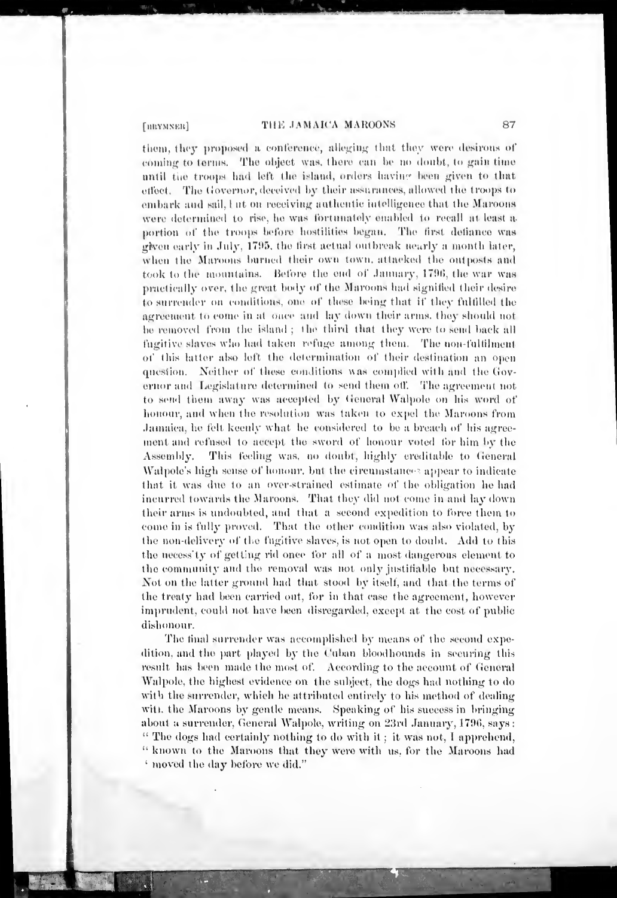them, they proposed a conference, alleging that they were desirous of coming to terms. The object was, there can be no doubt, to gain time until the troops had left the island, orders having been given to that effect. The Governor, deceived by their assurances, allowed the troops to embark and sail, but on receiving authentic intelligence that the Maroons were determined to rise, he was fortunately enabled to recall at least a portion of the troops before hostilities began. The first defiance was given early in July, 1795, the first actual outbreak nearly a month later, when the Maroons burned their own town, attacked the outposts and took to the mountains. Before the end of January, 1796, the war was practically over, the great body of the Maroons had signified their desire to surrender on conditions, one of these being that if they fulfilled the agreement to come in at once and lay down their arms, they should not be removed from the island; the third that they were to send back all fugitive slaves who had taken refuge among them. The non-fulfilment of this latter also left the determination of their destination an open question. Neither of these conditions was complied with and the Governor and Legislature determined to send them off. The agreement not to send them away was accepted by General Walpole on his word of honour, and when the resolution was taken to expel the Maroons from Jamaica, he felt keenly what he considered to be a breach of his agreement and refused to accept the sword of honour voted for him by the Assembly. This feeling was, no doubt, highly creditable to General Walpole's high sense of honour, but the circumstances appear to indicate that it was due to an over-strained estimate of the obligation he had incurred towards the Maroons. That they did not come in and lay down their arms is undoubted, and that a second expedition to force them to come in is fully proved. That the other condition was also violated, by the non-delivery of the fugitive slaves, is not open to doubt. Add to this the necessity of getting rid once for all of a most dangerous element to the community and the removal was not only justifiable but necessary. Not on the latter ground had that stood by itself, and that the terms of the treaty had been carried out, for in that case the agreement, however imprudent, could not have been disregarded, except at the cost of public dishonour.

The final surrender was accomplished by means of the second expedition, and the part played by the Cuban bloodhounds in securing this result has been made the most of. According to the account of General Walpole, the highest evidence on the subject, the dogs had nothing to do with the surrender, which he attributed entirely to his method of dealing with the Maroons by gentle means. Speaking of his success in bringing about a surrender, General Walpole, writing on 23rd January, 1796, says: "The dogs had certainly nothing to do with it; it was not, I apprehend, "known to the Maroons that they were with us, for the Maroons had "moved the day before we did."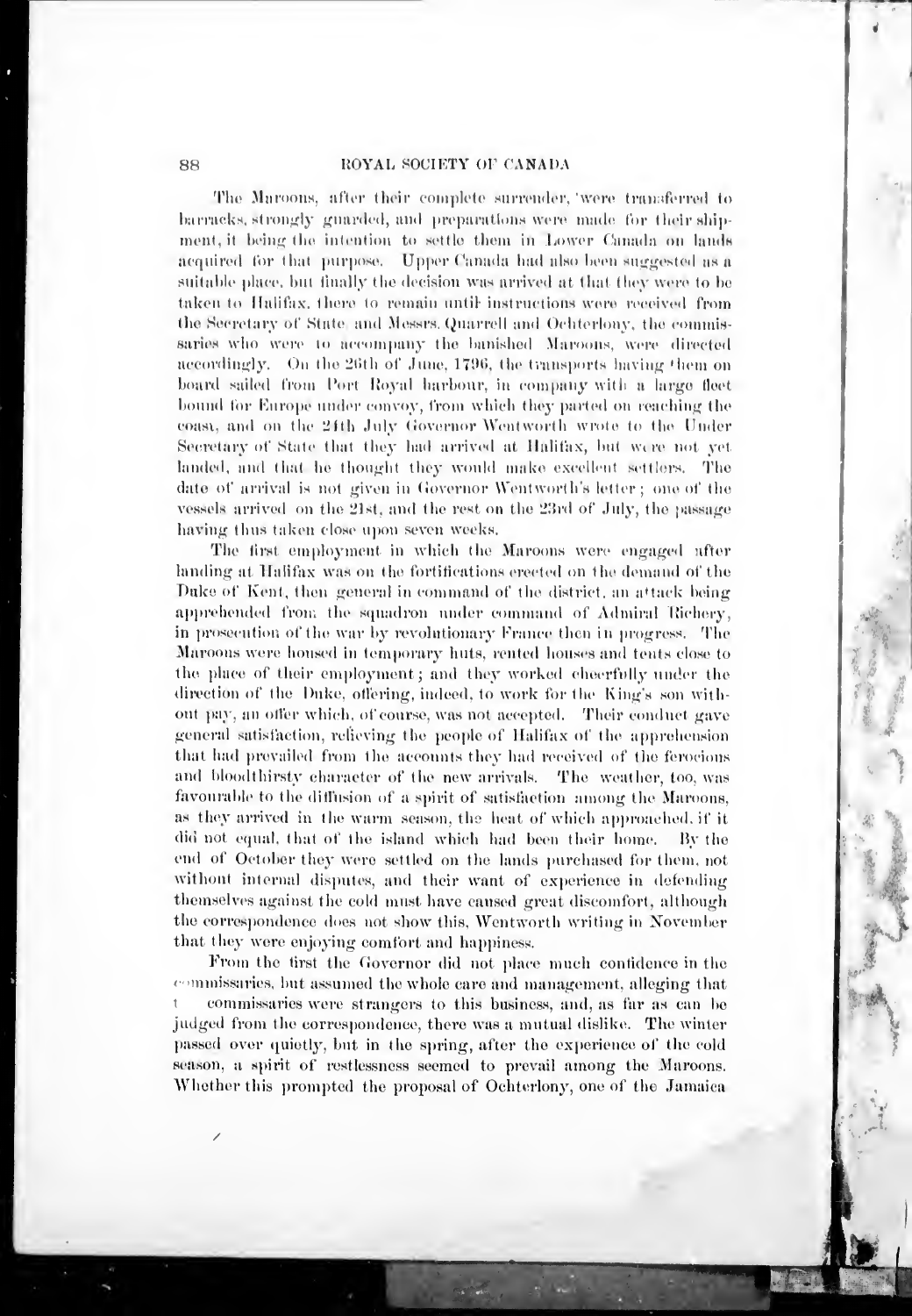The Maroons, after their complete surrender, were transferred to barracks, strongly guarded, and preparations were made for their shipment, it being the intention to settle them in Lower Canada on lands acquired for that purpose. Upper Canada had also been suggested as a suitable place, but finally the decision was arrived at that they were to be taken to Halifax, there to remain until instructions were received from the Secretary of State and Messrs. Quarrell and Ochterlony, the commissaries who were to accompany the banished Maroons, were directed accordingly. On the 26th of June, 1796, the transports having them on board sailed from Port Royal harbour, in company with a large fleet bound for Europe under convoy, from which they parted on reaching the coast, and on the 24th July Governor Wentworth wrote to the Under Secretary of State that they had arrived at Halifax, but were not yet landed, and that he thought they would make excellent settlers. The date of arrival is not given in Governor Wentworth's letter; one of the vessels arrived on the 21st, and the rest on the 23rd of July, the passage having thus taken close upon seven weeks.

The first employment in which the Maroons were engaged after landing at Halifax was on the fortifications erected on the demand of the Duke of Kent, then general in command of the district, an attack being apprehended from the squadron under command of Admiral Richery, in prosecution of the war by revolutionary France then in progress. The Maroons were housed in temporary huts, rented houses and tents close to the place of their employment; and they worked cheerfully under the direction of the Duke, offering, indeed, to work for the King's son without pay, an offer which, of course, was not accepted. Their conduct gave general satisfaction, relieving the people of Halifax of the apprehension that had prevailed from the accounts they had received of the ferocious and bloodthirsty character of the new arrivals. The weather, too, was favourable to the diffusion of a spirit of satisfaction among the Maroons, as they arrived in the warm season, the heat of which approached, if it did not equal, that of the island which had been their home. By the end of October they were settled on the lands purchased for them, not without internal disputes, and their want of experience in defending themselves against the cold must have caused great discomfort, although the correspondence does not show this, Wentworth writing in November that they were enjoying comfort and happiness.

From the first the Governor did not place much confidence in the commissaries, but assumed the whole care and management, alleging that the commissaries were strangers to this business, and, as far as can be judged from the correspondence, there was a mutual dislike. The winter passed over quietly, but in the spring, after the experience of the cold season, a spirit of restlessness seemed to prevail among the Maroons. Whether this prompted the proposal of Ochterlony, one of the Jamaica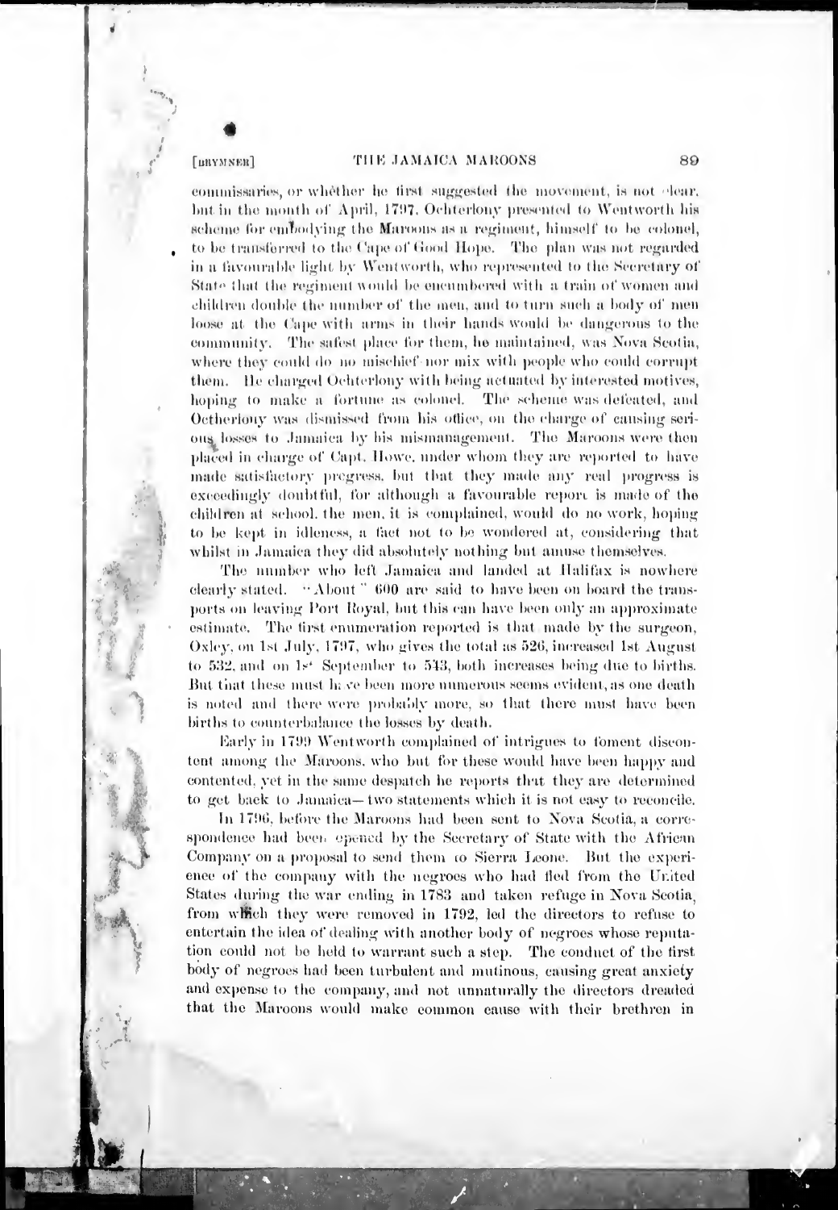commissaries, or whether he first suggested the movement, is not clear, but in the month of April, 1797, Ochterlony presented to Wentworth his scheme for embodying the Maroons as a regiment, himself to be colonel, to be transferred to the Cape of Good Hope. The plan was not regarded in a favourable light by Wentworth, who represented to the Secretary of State that the regiment would be encumbered with a train of women and children double the number of the men, and to turn such a body of men loose at the Cape with arms in their hands would be dangerous to the community. The safest place for them, he maintained, was Nova Scotia, where they could do no mischief nor mix with people who could corrupt them. He charged Ochterlony with being actuated by interested motives, hoping to make a fortune as colonel. The scheme was defeated, and Ochterlony was dismissed from his office, on the charge of causing serious losses to Jamaica by his mismanagement. The Maroons were then placed in charge of Capt. Howe, under whom they are reported to have made satisfactory progress, but that they made any real progress is exceedingly doubtful, for although a favourable report is made of the children at school, the men, it is complained, would do no work, hoping to be kept in idleness, a fact not to be wondered at, considering that whilst in Jamaica they did absolutely nothing but amuse themselves.

The number who left Jamaica and landed at Halifax is nowhere clearly stated. "About" 600 are said to have been on board the transports on leaving Port Royal, but this can have been only an approximate estimate. The first enumeration reported is that made by the surgeon, Oxley, on 1st July, 1797, who gives the total as 526, increased 1st August to 532, and on 1st September to 543, both increases being due to births. But that these must have been more numerous seems evident, as one death is noted and there were probably more, so that there must have been births to counterbalance the losses by death.

Early in 1799 Wentworth complained of intrigues to foment discontent among the Maroons, who but for these would have been happy and contented, yet in the same despatch he reports that they are determined to get back to Jamaica—two statements which it is not easy to reconcile.

In 1796, before the Maroons had been sent to Nova Scotia, a correspondence had been opened by the Secretary of State with the African Company on a proposal to send them to Sierra Leone. But the experience of the company with the negroes who had fled from the United States during the war ending in 1783 and taken refuge in Nova Scotia, from which they were removed in 1792, led the directors to refuse to entertain the idea of dealing with another body of negroes whose reputation could not be held to warrant such a step. The conduct of the first body of negroes had been turbulent and mutinous, causing great anxiety and expense to the company, and not unnaturally the directors dreaded that the Maroons would make common cause with their brethren in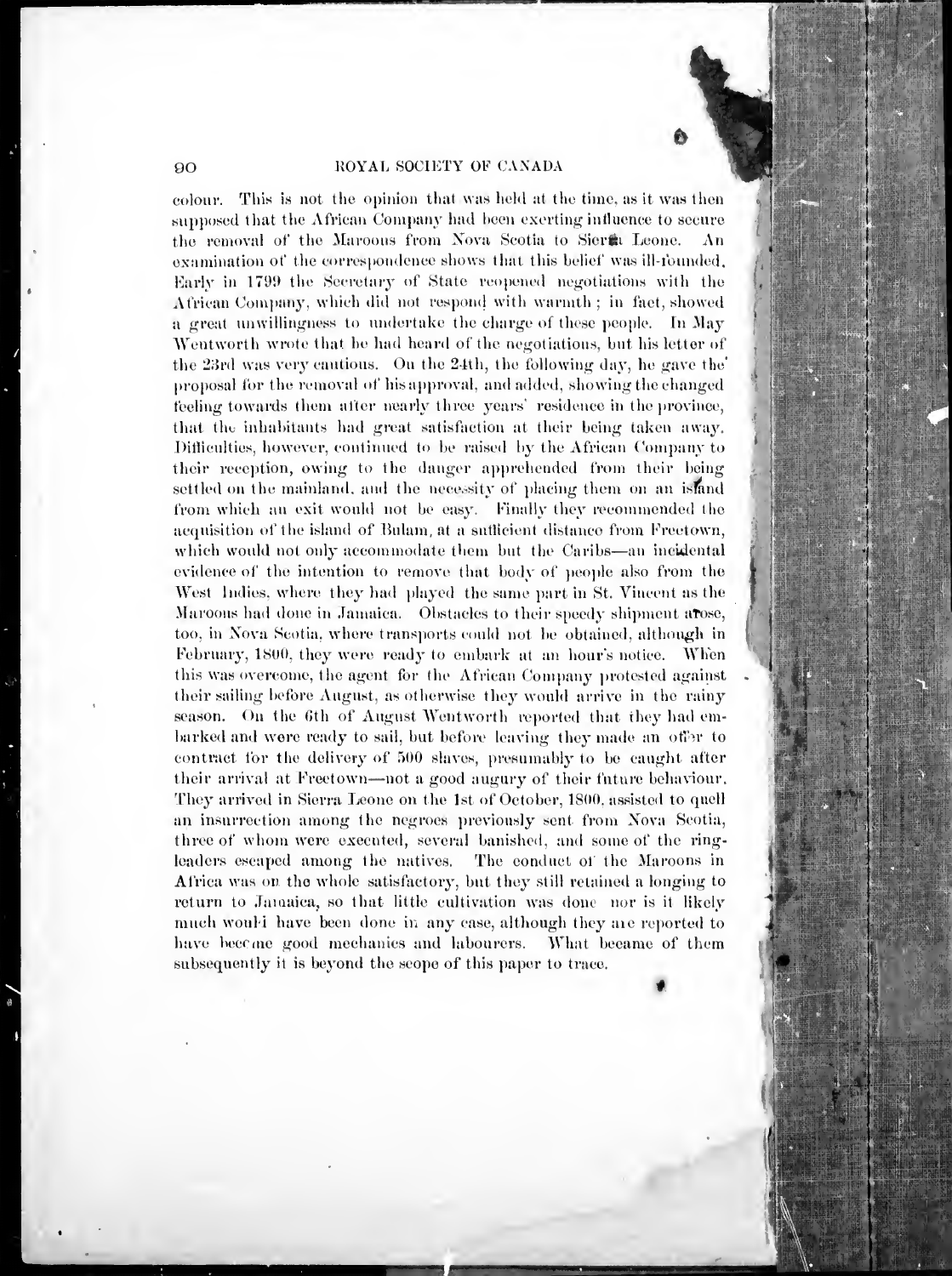colour. This is not the opinion that was held at the time, as it was then supposed that the African Company had been exerting influence to secure the removal of the Maroons from Nova Scotia to Sierra Leone. An examination of the correspondence shows that this belief was ill-founded. Early in 1799 the Secretary of State reopened negotiations with the African Company, which did not respond with warmth; in fact, showed a great unwillingness to undertake the charge of these people. In May Wentworth wrote that he had heard of the negotiations, but his letter of the 23rd was very cautious. On the 24th, the following day, he gave the proposal for the removal of his approval, and added, showing the changed feeling towards them after nearly three years' residence in the province, that the inhabitants had great satisfaction at their being taken away. Difficulties, however, continued to be raised by the African Company to their reception, owing to the danger apprehended from their being settled on the mainland, and the necessity of placing them on an island from which an exit would not be easy. Finally they recommended the acquisition of the island of Bulam, at a sufficient distance from Freetown, which would not only accommodate them but the Caribs—an incidental evidence of the intention to remove that body of people also from the West Indies, where they had played the same part in St. Vincent as the Maroons had done in Jamaica. Obstacles to their speedy shipment arose, too, in Nova Scotia, where transports could not be obtained, although in February, 1800, they were ready to embark at an hour's notice. When this was overcome, the agent for the African Company protested against their sailing before August, as otherwise they would arrive in the rainy season. On the 6th of August Wentworth reported that they had embarked and were ready to sail, but before leaving they made an offer to contract for the delivery of 500 slaves, presumably to be caught after their arrival at Freetown—not a good augury of their future behaviour. They arrived in Sierra Leone on the 1st of October, 1800, assisted to quell an insurrection among the negroes previously sent from Nova Scotia, three of whom were executed, several banished, and some of the ringleaders escaped among the natives. The conduct of the Maroons in Africa was on the whole satisfactory, but they still retained a longing to return to Jamaica, so that little cultivation was done nor is it likely much would have been done in any case, although they are reported to have become good mechanics and labourers. What became of them subsequently it is beyond the scope of this paper to trace.